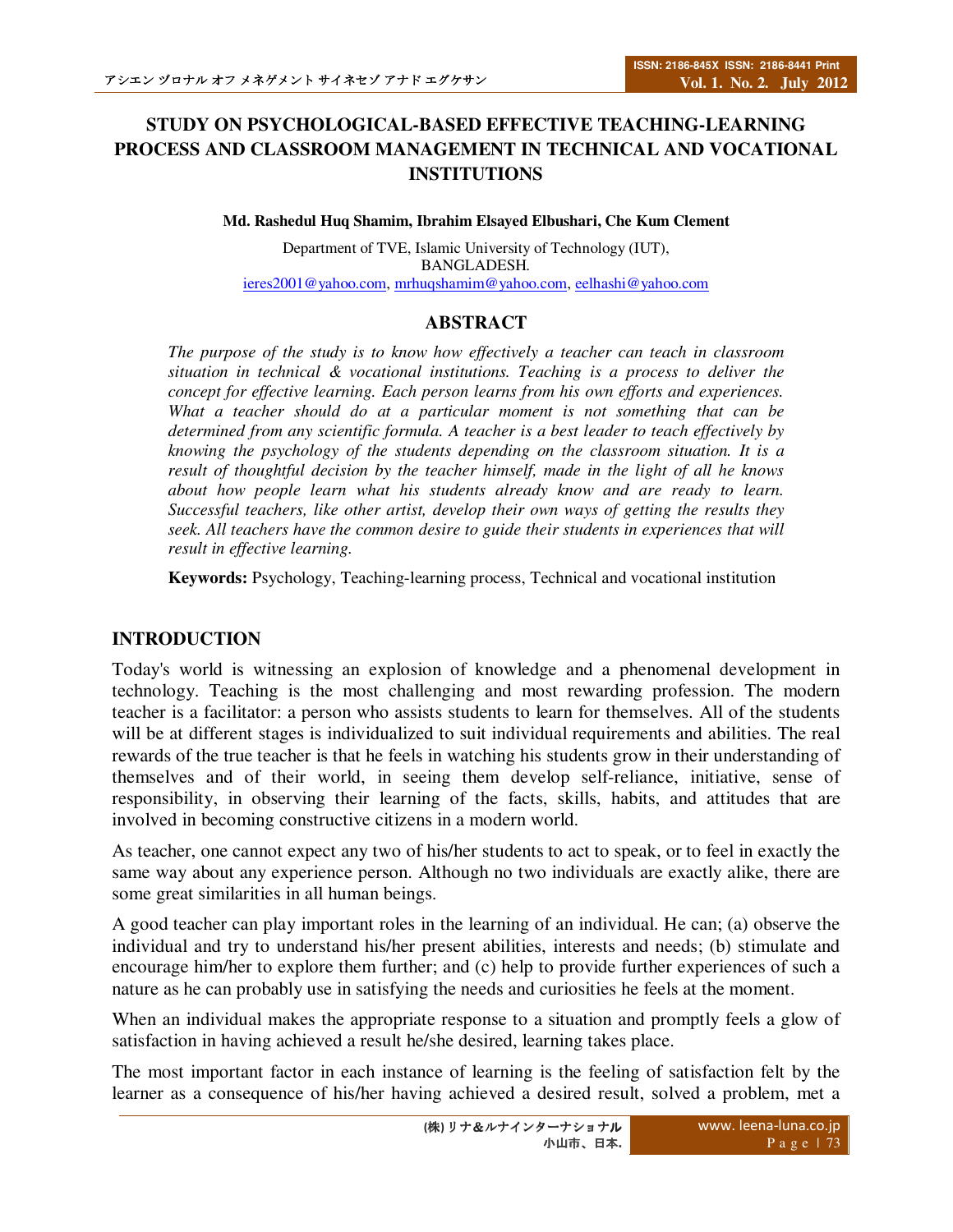# STUDY ON PSYCHOLOGICAL-BASED EFFECTIVE TEACHING-LEARNING PROCESS AND CLASSROOM MANAGEMENT IN TECHNICAL AND VOCATIONAL INSTITUTIONS

**Md. Rashedul Huq Shamim, Ibrahim Elsayed Elbushari, Che Kum Clement**

Department of TVE, Islamic University of Technology (IUT),
BANGLADESH.
ieres2001@yahoo.com, mrhuqshamim@yahoo.com, eelhashi@yahoo.com

## ABSTRACT

*The purpose of the study is to know how effectively a teacher can teach in classroom situation in technical & vocational institutions. Teaching is a process to deliver the concept for effective learning. Each person learns from his own efforts and experiences. What a teacher should do at a particular moment is not something that can be determined from any scientific formula. A teacher is a best leader to teach effectively by knowing the psychology of the students depending on the classroom situation. It is a result of thoughtful decision by the teacher himself, made in the light of all he knows about how people learn what his students already know and are ready to learn. Successful teachers, like other artist, develop their own ways of getting the results they seek. All teachers have the common desire to guide their students in experiences that will result in effective learning.*

**Keywords:** Psychology, Teaching-learning process, Technical and vocational institution

## INTRODUCTION

Today's world is witnessing an explosion of knowledge and a phenomenal development in technology. Teaching is the most challenging and most rewarding profession. The modern teacher is a facilitator: a person who assists students to learn for themselves. All of the students will be at different stages is individualized to suit individual requirements and abilities. The real rewards of the true teacher is that he feels in watching his students grow in their understanding of themselves and of their world, in seeing them develop self-reliance, initiative, sense of responsibility, in observing their learning of the facts, skills, habits, and attitudes that are involved in becoming constructive citizens in a modern world.

As teacher, one cannot expect any two of his/her students to act to speak, or to feel in exactly the same way about any experience person. Although no two individuals are exactly alike, there are some great similarities in all human beings.

A good teacher can play important roles in the learning of an individual. He can; (a) observe the individual and try to understand his/her present abilities, interests and needs; (b) stimulate and encourage him/her to explore them further; and (c) help to provide further experiences of such a nature as he can probably use in satisfying the needs and curiosities he feels at the moment.

When an individual makes the appropriate response to a situation and promptly feels a glow of satisfaction in having achieved a result he/she desired, learning takes place.

The most important factor in each instance of learning is the feeling of satisfaction felt by the learner as a consequence of his/her having achieved a desired result, solved a problem, met a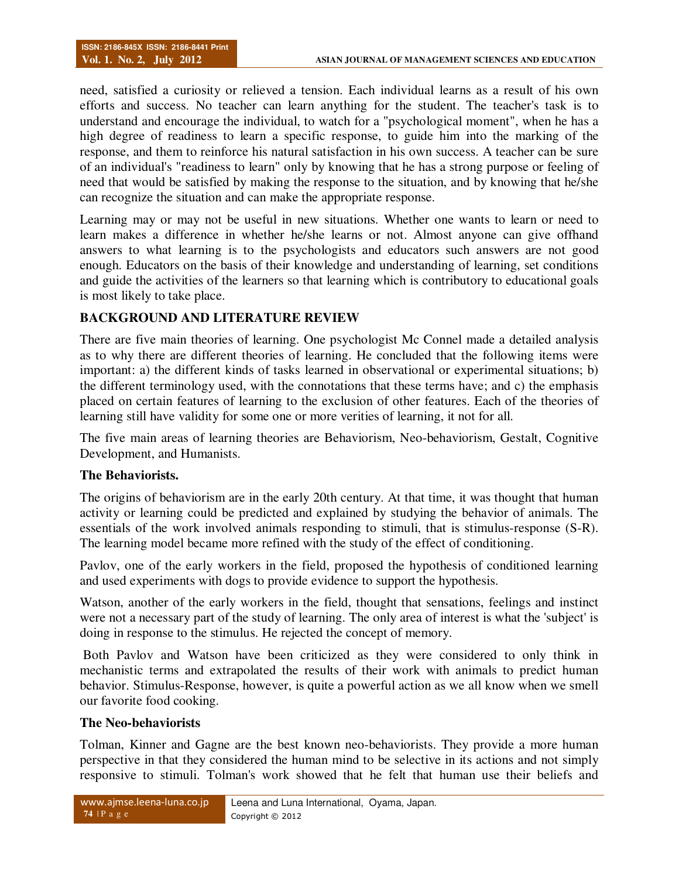need, satisfied a curiosity or relieved a tension. Each individual learns as a result of his own efforts and success. No teacher can learn anything for the student. The teacher's task is to understand and encourage the individual, to watch for a "psychological moment", when he has a high degree of readiness to learn a specific response, to guide him into the marking of the response, and them to reinforce his natural satisfaction in his own success. A teacher can be sure of an individual's "readiness to learn" only by knowing that he has a strong purpose or feeling of need that would be satisfied by making the response to the situation, and by knowing that he/she can recognize the situation and can make the appropriate response.

Learning may or may not be useful in new situations. Whether one wants to learn or need to learn makes a difference in whether he/she learns or not. Almost anyone can give offhand answers to what learning is to the psychologists and educators such answers are not good enough. Educators on the basis of their knowledge and understanding of learning, set conditions and guide the activities of the learners so that learning which is contributory to educational goals is most likely to take place.

## BACKGROUND AND LITERATURE REVIEW

There are five main theories of learning. One psychologist Mc Connel made a detailed analysis as to why there are different theories of learning. He concluded that the following items were important: a) the different kinds of tasks learned in observational or experimental situations; b) the different terminology used, with the connotations that these terms have; and c) the emphasis placed on certain features of learning to the exclusion of other features. Each of the theories of learning still have validity for some one or more verities of learning, it not for all.

The five main areas of learning theories are Behaviorism, Neo-behaviorism, Gestalt, Cognitive Development, and Humanists.

### The Behaviorists.

The origins of behaviorism are in the early 20th century. At that time, it was thought that human activity or learning could be predicted and explained by studying the behavior of animals. The essentials of the work involved animals responding to stimuli, that is stimulus-response (S-R). The learning model became more refined with the study of the effect of conditioning.

Pavlov, one of the early workers in the field, proposed the hypothesis of conditioned learning and used experiments with dogs to provide evidence to support the hypothesis.

Watson, another of the early workers in the field, thought that sensations, feelings and instinct were not a necessary part of the study of learning. The only area of interest is what the 'subject' is doing in response to the stimulus. He rejected the concept of memory.

Both Pavlov and Watson have been criticized as they were considered to only think in mechanistic terms and extrapolated the results of their work with animals to predict human behavior. Stimulus-Response, however, is quite a powerful action as we all know when we smell our favorite food cooking.

### The Neo-behaviorists

Tolman, Kinner and Gagne are the best known neo-behaviorists. They provide a more human perspective in that they considered the human mind to be selective in its actions and not simply responsive to stimuli. Tolman's work showed that he felt that human use their beliefs and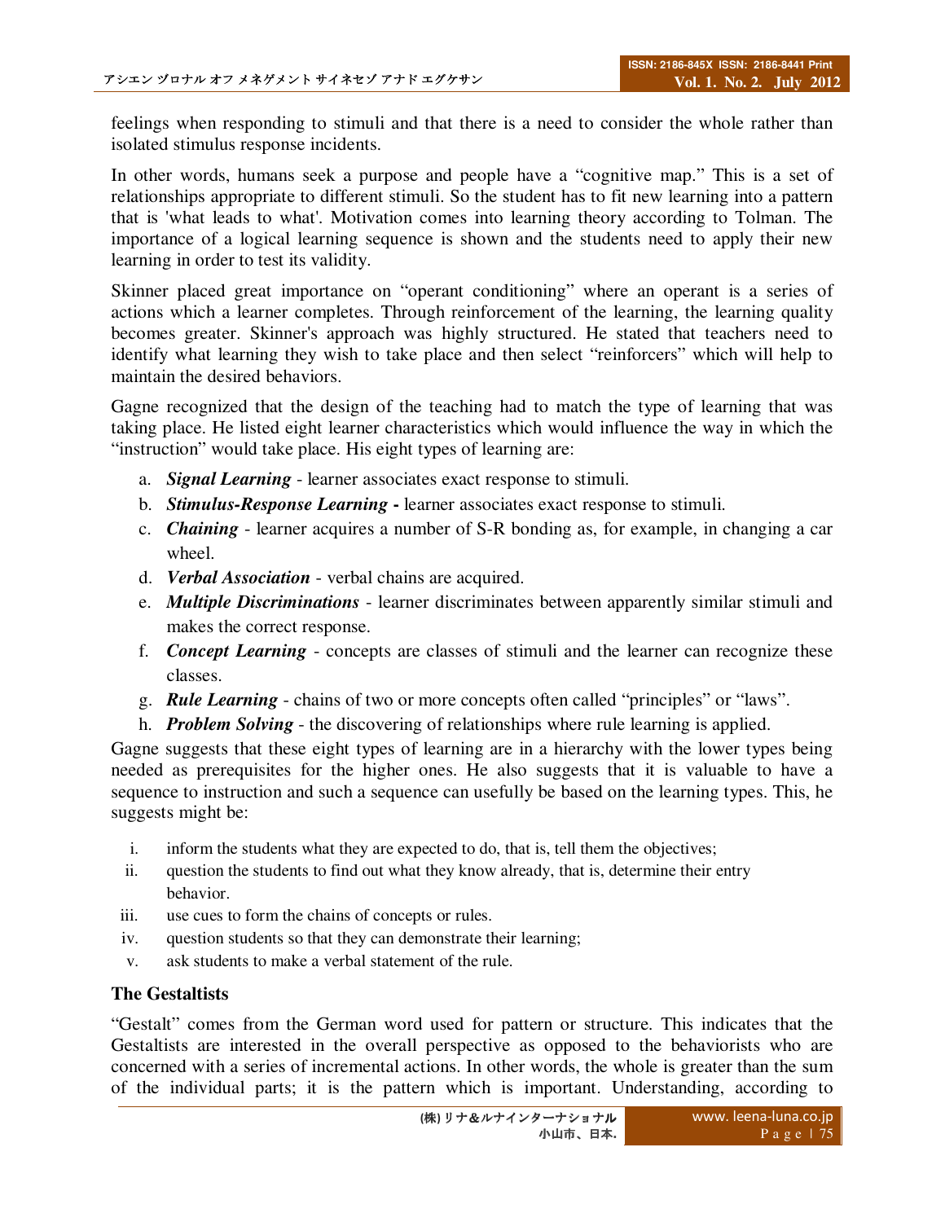feelings when responding to stimuli and that there is a need to consider the whole rather than isolated stimulus response incidents.

In other words, humans seek a purpose and people have a "cognitive map." This is a set of relationships appropriate to different stimuli. So the student has to fit new learning into a pattern that is 'what leads to what'. Motivation comes into learning theory according to Tolman. The importance of a logical learning sequence is shown and the students need to apply their new learning in order to test its validity.

Skinner placed great importance on "operant conditioning" where an operant is a series of actions which a learner completes. Through reinforcement of the learning, the learning quality becomes greater. Skinner's approach was highly structured. He stated that teachers need to identify what learning they wish to take place and then select "reinforcers" which will help to maintain the desired behaviors.

Gagne recognized that the design of the teaching had to match the type of learning that was taking place. He listed eight learner characteristics which would influence the way in which the "instruction" would take place. His eight types of learning are:

a. ***Signal Learning*** - learner associates exact response to stimuli.
b. ***Stimulus-Response Learning*** **-** learner associates exact response to stimuli.
c. ***Chaining*** - learner acquires a number of S-R bonding as, for example, in changing a car wheel.
d. ***Verbal Association*** - verbal chains are acquired.
e. ***Multiple Discriminations*** - learner discriminates between apparently similar stimuli and makes the correct response.
f. ***Concept Learning*** - concepts are classes of stimuli and the learner can recognize these classes.
g. ***Rule Learning*** - chains of two or more concepts often called "principles" or "laws".
h. ***Problem Solving*** - the discovering of relationships where rule learning is applied.

Gagne suggests that these eight types of learning are in a hierarchy with the lower types being needed as prerequisites for the higher ones. He also suggests that it is valuable to have a sequence to instruction and such a sequence can usefully be based on the learning types. This, he suggests might be:

i. inform the students what they are expected to do, that is, tell them the objectives;
ii. question the students to find out what they know already, that is, determine their entry behavior.
iii. use cues to form the chains of concepts or rules.
iv. question students so that they can demonstrate their learning;
v. ask students to make a verbal statement of the rule.

### The Gestaltists

"Gestalt" comes from the German word used for pattern or structure. This indicates that the Gestaltists are interested in the overall perspective as opposed to the behaviorists who are concerned with a series of incremental actions. In other words, the whole is greater than the sum of the individual parts; it is the pattern which is important. Understanding, according to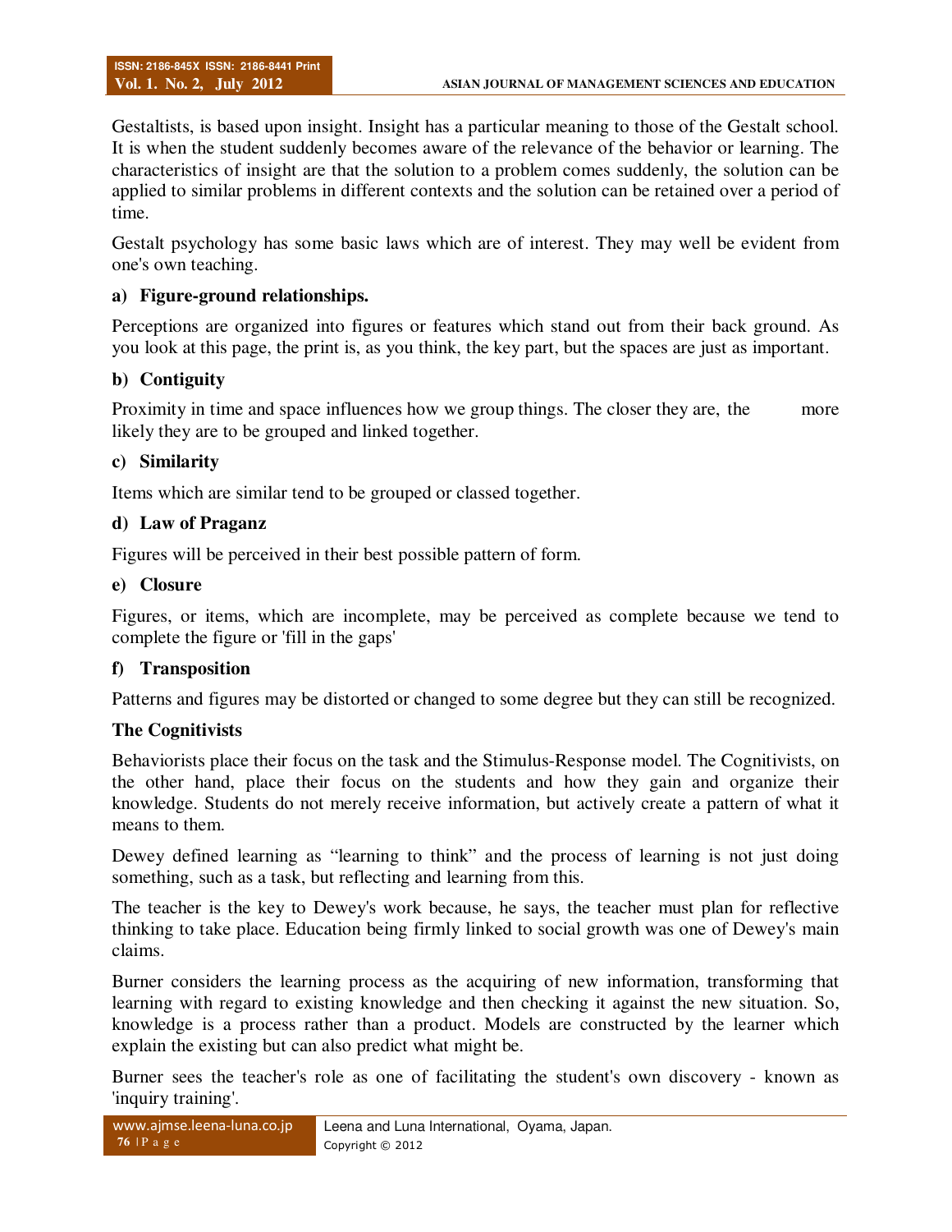Gestaltists, is based upon insight. Insight has a particular meaning to those of the Gestalt school. It is when the student suddenly becomes aware of the relevance of the behavior or learning. The characteristics of insight are that the solution to a problem comes suddenly, the solution can be applied to similar problems in different contexts and the solution can be retained over a period of time.

Gestalt psychology has some basic laws which are of interest. They may well be evident from one's own teaching.

**a) Figure-ground relationships.**

Perceptions are organized into figures or features which stand out from their back ground. As you look at this page, the print is, as you think, the key part, but the spaces are just as important.

**b) Contiguity**

Proximity in time and space influences how we group things. The closer they are, the more likely they are to be grouped and linked together.

**c) Similarity**

Items which are similar tend to be grouped or classed together.

**d) Law of Praganz**

Figures will be perceived in their best possible pattern of form.

**e) Closure**

Figures, or items, which are incomplete, may be perceived as complete because we tend to complete the figure or 'fill in the gaps'

**f) Transposition**

Patterns and figures may be distorted or changed to some degree but they can still be recognized.

**The Cognitivists**

Behaviorists place their focus on the task and the Stimulus-Response model. The Cognitivists, on the other hand, place their focus on the students and how they gain and organize their knowledge. Students do not merely receive information, but actively create a pattern of what it means to them.

Dewey defined learning as "learning to think" and the process of learning is not just doing something, such as a task, but reflecting and learning from this.

The teacher is the key to Dewey's work because, he says, the teacher must plan for reflective thinking to take place. Education being firmly linked to social growth was one of Dewey's main claims.

Burner considers the learning process as the acquiring of new information, transforming that learning with regard to existing knowledge and then checking it against the new situation. So, knowledge is a process rather than a product. Models are constructed by the learner which explain the existing but can also predict what might be.

Burner sees the teacher's role as one of facilitating the student's own discovery - known as 'inquiry training'.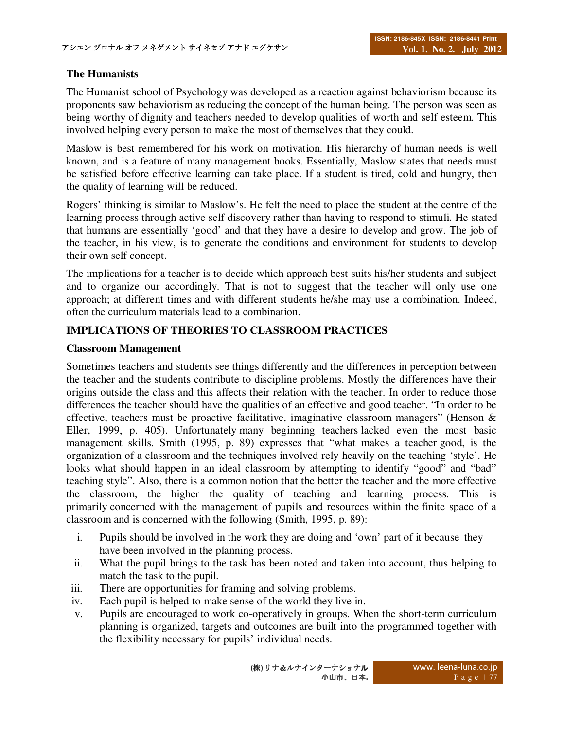### The Humanists

The Humanist school of Psychology was developed as a reaction against behaviorism because its proponents saw behaviorism as reducing the concept of the human being. The person was seen as being worthy of dignity and teachers needed to develop qualities of worth and self esteem. This involved helping every person to make the most of themselves that they could.

Maslow is best remembered for his work on motivation. His hierarchy of human needs is well known, and is a feature of many management books. Essentially, Maslow states that needs must be satisfied before effective learning can take place. If a student is tired, cold and hungry, then the quality of learning will be reduced.

Rogers' thinking is similar to Maslow's. He felt the need to place the student at the centre of the learning process through active self discovery rather than having to respond to stimuli. He stated that humans are essentially 'good' and that they have a desire to develop and grow. The job of the teacher, in his view, is to generate the conditions and environment for students to develop their own self concept.

The implications for a teacher is to decide which approach best suits his/her students and subject and to organize our accordingly. That is not to suggest that the teacher will only use one approach; at different times and with different students he/she may use a combination. Indeed, often the curriculum materials lead to a combination.

## IMPLICATIONS OF THEORIES TO CLASSROOM PRACTICES

### Classroom Management

Sometimes teachers and students see things differently and the differences in perception between the teacher and the students contribute to discipline problems. Mostly the differences have their origins outside the class and this affects their relation with the teacher. In order to reduce those differences the teacher should have the qualities of an effective and good teacher. "In order to be effective, teachers must be proactive facilitative, imaginative classroom managers" (Henson & Eller, 1999, p. 405). Unfortunately many beginning teachers lacked even the most basic management skills. Smith (1995, p. 89) expresses that "what makes a teacher good, is the organization of a classroom and the techniques involved rely heavily on the teaching 'style'. He looks what should happen in an ideal classroom by attempting to identify "good" and "bad" teaching style". Also, there is a common notion that the better the teacher and the more effective the classroom, the higher the quality of teaching and learning process. This is primarily concerned with the management of pupils and resources within the finite space of a classroom and is concerned with the following (Smith, 1995, p. 89):

i. Pupils should be involved in the work they are doing and 'own' part of it because they have been involved in the planning process.
ii. What the pupil brings to the task has been noted and taken into account, thus helping to match the task to the pupil.
iii. There are opportunities for framing and solving problems.
iv. Each pupil is helped to make sense of the world they live in.
v. Pupils are encouraged to work co-operatively in groups. When the short-term curriculum planning is organized, targets and outcomes are built into the programmed together with the flexibility necessary for pupils' individual needs.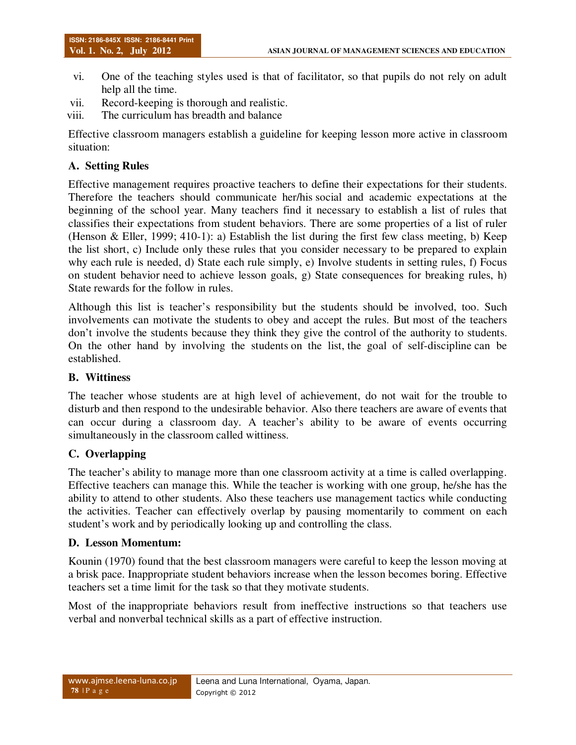vi. One of the teaching styles used is that of facilitator, so that pupils do not rely on adult help all the time.
vii. Record-keeping is thorough and realistic.
viii. The curriculum has breadth and balance

Effective classroom managers establish a guideline for keeping lesson more active in classroom situation:

### A. Setting Rules

Effective management requires proactive teachers to define their expectations for their students. Therefore the teachers should communicate her/his social and academic expectations at the beginning of the school year. Many teachers find it necessary to establish a list of rules that classifies their expectations from student behaviors. There are some properties of a list of ruler (Henson & Eller, 1999; 410-1): a) Establish the list during the first few class meeting, b) Keep the list short, c) Include only these rules that you consider necessary to be prepared to explain why each rule is needed, d) State each rule simply, e) Involve students in setting rules, f) Focus on student behavior need to achieve lesson goals, g) State consequences for breaking rules, h) State rewards for the follow in rules.

Although this list is teacher's responsibility but the students should be involved, too. Such involvements can motivate the students to obey and accept the rules. But most of the teachers don't involve the students because they think they give the control of the authority to students. On the other hand by involving the students on the list, the goal of self-discipline can be established.

### B. Wittiness

The teacher whose students are at high level of achievement, do not wait for the trouble to disturb and then respond to the undesirable behavior. Also there teachers are aware of events that can occur during a classroom day. A teacher's ability to be aware of events occurring simultaneously in the classroom called wittiness.

### C. Overlapping

The teacher's ability to manage more than one classroom activity at a time is called overlapping. Effective teachers can manage this. While the teacher is working with one group, he/she has the ability to attend to other students. Also these teachers use management tactics while conducting the activities. Teacher can effectively overlap by pausing momentarily to comment on each student's work and by periodically looking up and controlling the class.

### D. Lesson Momentum:

Kounin (1970) found that the best classroom managers were careful to keep the lesson moving at a brisk pace. Inappropriate student behaviors increase when the lesson becomes boring. Effective teachers set a time limit for the task so that they motivate students.

Most of the inappropriate behaviors result from ineffective instructions so that teachers use verbal and nonverbal technical skills as a part of effective instruction.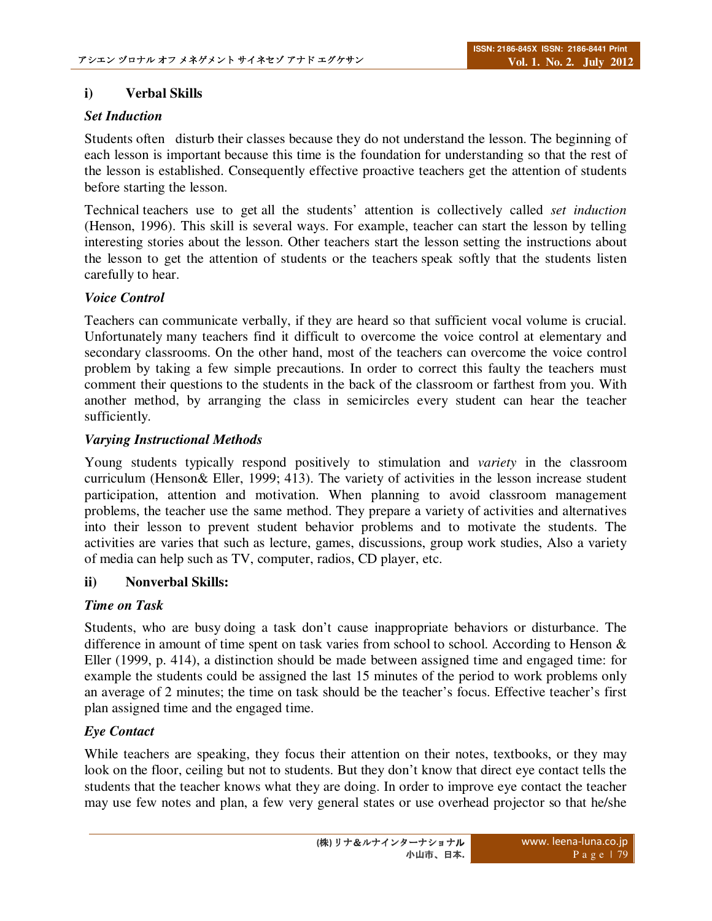**i) Verbal Skills**

***Set Induction***

Students often disturb their classes because they do not understand the lesson. The beginning of each lesson is important because this time is the foundation for understanding so that the rest of the lesson is established. Consequently effective proactive teachers get the attention of students before starting the lesson.

Technical teachers use to get all the students' attention is collectively called *set induction* (Henson, 1996). This skill is several ways. For example, teacher can start the lesson by telling interesting stories about the lesson. Other teachers start the lesson setting the instructions about the lesson to get the attention of students or the teachers speak softly that the students listen carefully to hear.

***Voice Control***

Teachers can communicate verbally, if they are heard so that sufficient vocal volume is crucial. Unfortunately many teachers find it difficult to overcome the voice control at elementary and secondary classrooms. On the other hand, most of the teachers can overcome the voice control problem by taking a few simple precautions. In order to correct this faulty the teachers must comment their questions to the students in the back of the classroom or farthest from you. With another method, by arranging the class in semicircles every student can hear the teacher sufficiently.

***Varying Instructional Methods***

Young students typically respond positively to stimulation and *variety* in the classroom curriculum (Henson& Eller, 1999; 413). The variety of activities in the lesson increase student participation, attention and motivation. When planning to avoid classroom management problems, the teacher use the same method. They prepare a variety of activities and alternatives into their lesson to prevent student behavior problems and to motivate the students. The activities are varies that such as lecture, games, discussions, group work studies, Also a variety of media can help such as TV, computer, radios, CD player, etc.

**ii) Nonverbal Skills:**

***Time on Task***

Students, who are busy doing a task don't cause inappropriate behaviors or disturbance. The difference in amount of time spent on task varies from school to school. According to Henson & Eller (1999, p. 414), a distinction should be made between assigned time and engaged time: for example the students could be assigned the last 15 minutes of the period to work problems only an average of 2 minutes; the time on task should be the teacher's focus. Effective teacher's first plan assigned time and the engaged time.

***Eye Contact***

While teachers are speaking, they focus their attention on their notes, textbooks, or they may look on the floor, ceiling but not to students. But they don't know that direct eye contact tells the students that the teacher knows what they are doing. In order to improve eye contact the teacher may use few notes and plan, a few very general states or use overhead projector so that he/she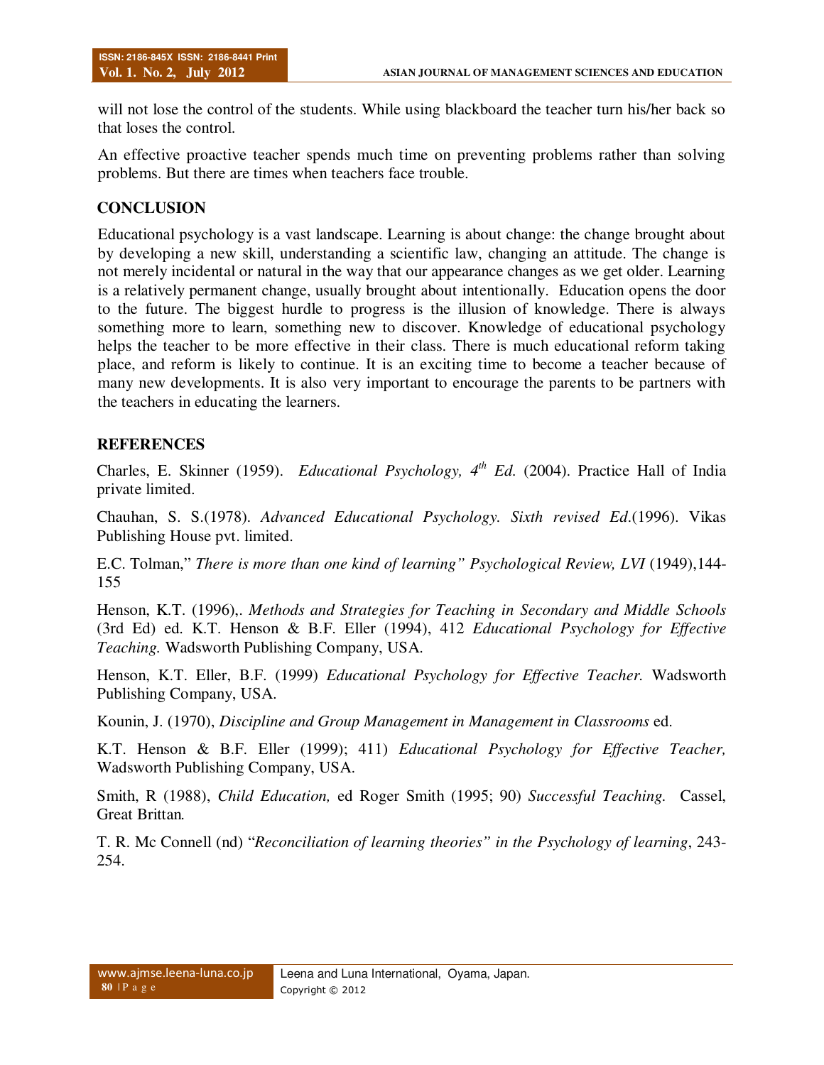will not lose the control of the students. While using blackboard the teacher turn his/her back so that loses the control.

An effective proactive teacher spends much time on preventing problems rather than solving problems. But there are times when teachers face trouble.

## CONCLUSION

Educational psychology is a vast landscape. Learning is about change: the change brought about by developing a new skill, understanding a scientific law, changing an attitude. The change is not merely incidental or natural in the way that our appearance changes as we get older. Learning is a relatively permanent change, usually brought about intentionally. Education opens the door to the future. The biggest hurdle to progress is the illusion of knowledge. There is always something more to learn, something new to discover. Knowledge of educational psychology helps the teacher to be more effective in their class. There is much educational reform taking place, and reform is likely to continue. It is an exciting time to become a teacher because of many new developments. It is also very important to encourage the parents to be partners with the teachers in educating the learners.

## REFERENCES

Charles, E. Skinner (1959). *Educational Psychology, 4th Ed.* (2004). Practice Hall of India private limited.

Chauhan, S. S.(1978). *Advanced Educational Psychology. Sixth revised Ed.*(1996). Vikas Publishing House pvt. limited.

E.C. Tolman," *There is more than one kind of learning" Psychological Review, LVI* (1949),144-155

Henson, K.T. (1996),. *Methods and Strategies for Teaching in Secondary and Middle Schools* (3rd Ed) ed. K.T. Henson & B.F. Eller (1994), 412 *Educational Psychology for Effective Teaching.* Wadsworth Publishing Company, USA.

Henson, K.T. Eller, B.F. (1999) *Educational Psychology for Effective Teacher.* Wadsworth Publishing Company, USA.

Kounin, J. (1970), *Discipline and Group Management in Management in Classrooms* ed.

K.T. Henson & B.F. Eller (1999); 411) *Educational Psychology for Effective Teacher,* Wadsworth Publishing Company, USA.

Smith, R (1988), *Child Education,* ed Roger Smith (1995; 90) *Successful Teaching.* Cassel, Great Brittan.

T. R. Mc Connell (nd) "*Reconciliation of learning theories" in the Psychology of learning*, 243-254.